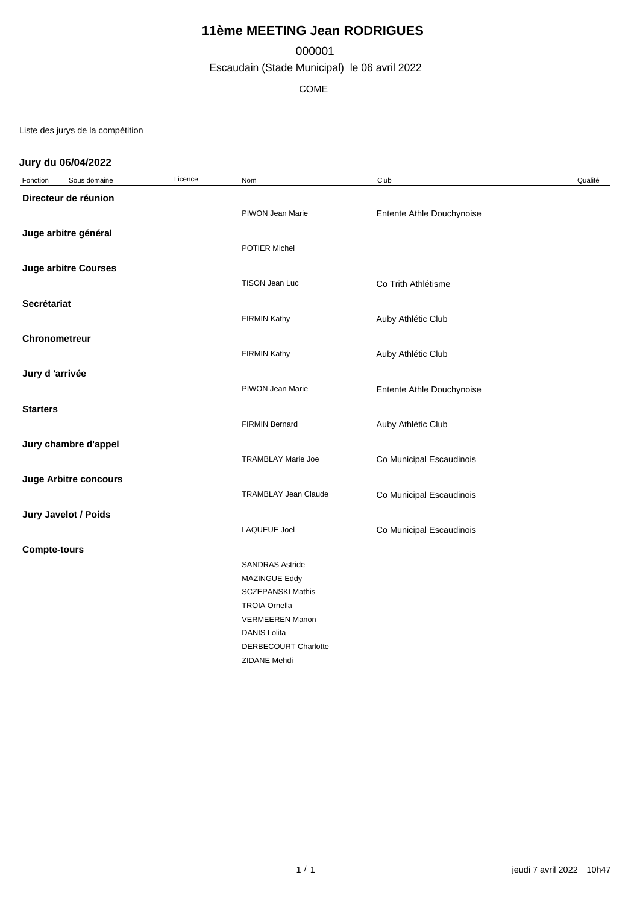# 11ème MEETING Jean RODRIGUES

000001

Escaudain (Stade Municipal) le 06 avril 2022

COME

Liste des jurys de la compétition

## Jury du 06/04/2022

| Fonction | Sous domaine | Licence | Nom | Club | Qualité |
|---|---|---|---|---|---|
| **Directeur de réunion** | | | | | |
| | | | PIWON Jean Marie | Entente Athle Douchynoise | |
| **Juge arbitre général** | | | | | |
| | | | POTIER Michel | | |
| **Juge arbitre Courses** | | | | | |
| | | | TISON Jean Luc | Co Trith Athlétisme | |
| **Secrétariat** | | | | | |
| | | | FIRMIN Kathy | Auby Athlétic Club | |
| **Chronometreur** | | | | | |
| | | | FIRMIN Kathy | Auby Athlétic Club | |
| **Jury d 'arrivée** | | | | | |
| | | | PIWON Jean Marie | Entente Athle Douchynoise | |
| **Starters** | | | | | |
| | | | FIRMIN Bernard | Auby Athlétic Club | |
| **Jury chambre d'appel** | | | | | |
| | | | TRAMBLAY Marie Joe | Co Municipal Escaudinois | |
| **Juge Arbitre concours** | | | | | |
| | | | TRAMBLAY Jean Claude | Co Municipal Escaudinois | |
| **Jury Javelot / Poids** | | | | | |
| | | | LAQUEUE Joel | Co Municipal Escaudinois | |
| **Compte-tours** | | | | | |
| | | | SANDRAS Astride | | |
| | | | MAZINGUE Eddy | | |
| | | | SCZEPANSKI Mathis | | |
| | | | TROIA Ornella | | |
| | | | VERMEEREN Manon | | |
| | | | DANIS Lolita | | |
| | | | DERBECOURT Charlotte | | |
| | | | ZIDANE Mehdi | | |

jeudi 7 avril 2022 10h47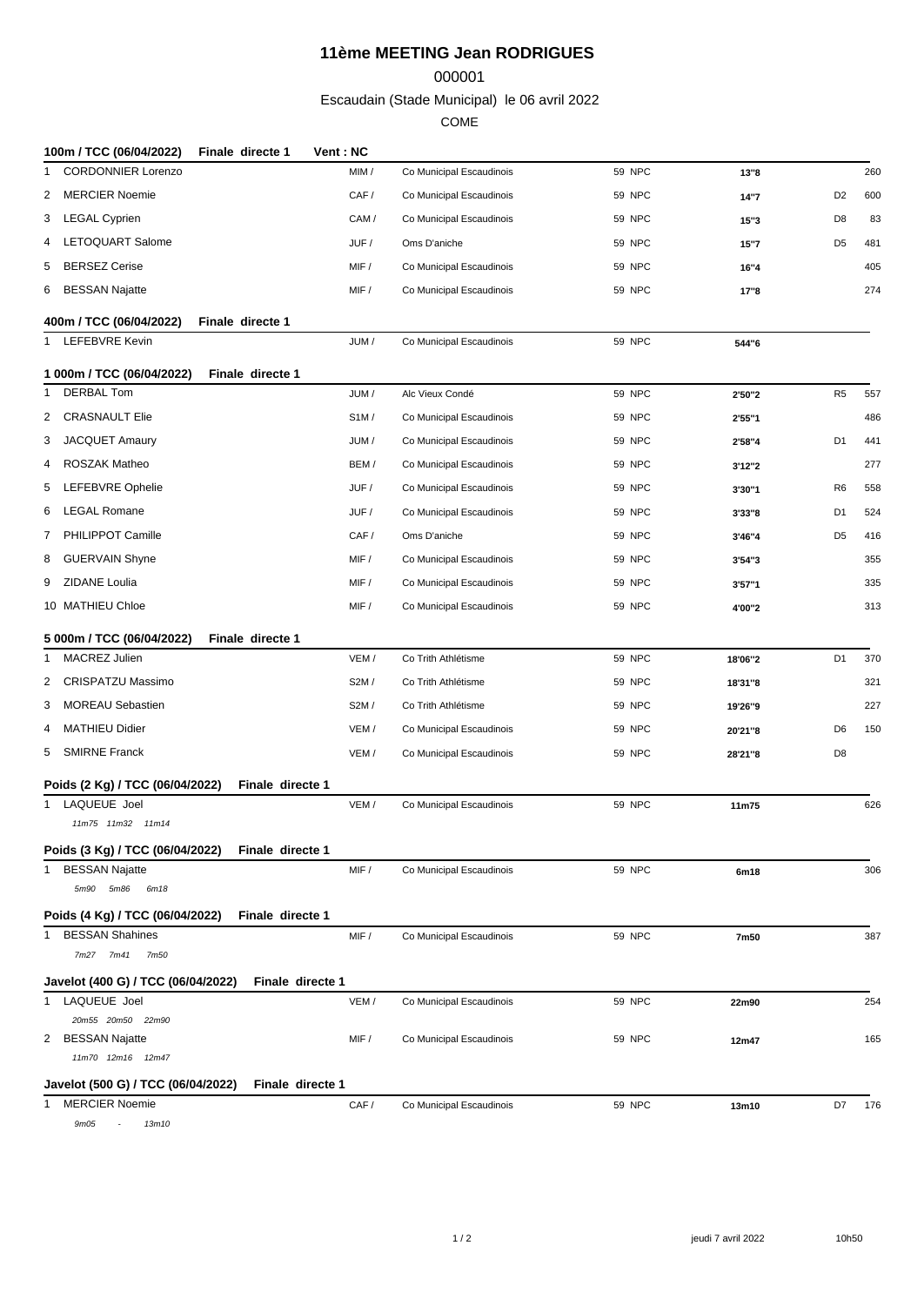# 11ème MEETING Jean RODRIGUES

000001

Escaudain (Stade Municipal) le 06 avril 2022

COME

### 100m / TCC (06/04/2022) Finale directe 1 Vent : NC

| | | | | | | | |
|---|---|---|---|---|---|---|---|
| 1 | CORDONNIER Lorenzo | MIM / | Co Municipal Escaudinois | 59 NPC | 13"8 | | 260 |
| 2 | MERCIER Noemie | CAF / | Co Municipal Escaudinois | 59 NPC | 14"7 | D2 | 600 |
| 3 | LEGAL Cyprien | CAM / | Co Municipal Escaudinois | 59 NPC | 15"3 | D8 | 83 |
| 4 | LETOQUART Salome | JUF / | Oms D'aniche | 59 NPC | 15"7 | D5 | 481 |
| 5 | BERSEZ Cerise | MIF / | Co Municipal Escaudinois | 59 NPC | 16"4 | | 405 |
| 6 | BESSAN Najatte | MIF / | Co Municipal Escaudinois | 59 NPC | 17"8 | | 274 |

### 400m / TCC (06/04/2022) Finale directe 1

| | | | | | | | |
|---|---|---|---|---|---|---|---|
| 1 | LEFEBVRE Kevin | JUM / | Co Municipal Escaudinois | 59 NPC | 544"6 | | |

### 1 000m / TCC (06/04/2022) Finale directe 1

| | | | | | | | |
|---|---|---|---|---|---|---|---|
| 1 | DERBAL Tom | JUM / | Alc Vieux Condé | 59 NPC | 2'50"2 | R5 | 557 |
| 2 | CRASNAULT Elie | S1M / | Co Municipal Escaudinois | 59 NPC | 2'55"1 | | 486 |
| 3 | JACQUET Amaury | JUM / | Co Municipal Escaudinois | 59 NPC | 2'58"4 | D1 | 441 |
| 4 | ROSZAK Matheo | BEM / | Co Municipal Escaudinois | 59 NPC | 3'12"2 | | 277 |
| 5 | LEFEBVRE Ophelie | JUF / | Co Municipal Escaudinois | 59 NPC | 3'30"1 | R6 | 558 |
| 6 | LEGAL Romane | JUF / | Co Municipal Escaudinois | 59 NPC | 3'33"8 | D1 | 524 |
| 7 | PHILIPPOT Camille | CAF / | Oms D'aniche | 59 NPC | 3'46"4 | D5 | 416 |
| 8 | GUERVAIN Shyne | MIF / | Co Municipal Escaudinois | 59 NPC | 3'54"3 | | 355 |
| 9 | ZIDANE Loulia | MIF / | Co Municipal Escaudinois | 59 NPC | 3'57"1 | | 335 |
| 10 | MATHIEU Chloe | MIF / | Co Municipal Escaudinois | 59 NPC | 4'00"2 | | 313 |

### 5 000m / TCC (06/04/2022) Finale directe 1

| | | | | | | | |
|---|---|---|---|---|---|---|---|
| 1 | MACREZ Julien | VEM / | Co Trith Athlétisme | 59 NPC | 18'06"2 | D1 | 370 |
| 2 | CRISPATZU Massimo | S2M / | Co Trith Athlétisme | 59 NPC | 18'31"8 | | 321 |
| 3 | MOREAU Sebastien | S2M / | Co Trith Athlétisme | 59 NPC | 19'26"9 | | 227 |
| 4 | MATHIEU Didier | VEM / | Co Municipal Escaudinois | 59 NPC | 20'21"8 | D6 | 150 |
| 5 | SMIRNE Franck | VEM / | Co Municipal Escaudinois | 59 NPC | 28'21"8 | D8 | |

### Poids (2 Kg) / TCC (06/04/2022) Finale directe 1

| | | | | | | | |
|---|---|---|---|---|---|---|---|
| 1 | LAQUEUE Joel *11m75 11m32 11m14* | VEM / | Co Municipal Escaudinois | 59 NPC | 11m75 | | 626 |

### Poids (3 Kg) / TCC (06/04/2022) Finale directe 1

| | | | | | | | |
|---|---|---|---|---|---|---|---|
| 1 | BESSAN Najatte *5m90 5m86 6m18* | MIF / | Co Municipal Escaudinois | 59 NPC | 6m18 | | 306 |

### Poids (4 Kg) / TCC (06/04/2022) Finale directe 1

| | | | | | | | |
|---|---|---|---|---|---|---|---|
| 1 | BESSAN Shahines *7m27 7m41 7m50* | MIF / | Co Municipal Escaudinois | 59 NPC | 7m50 | | 387 |

### Javelot (400 G) / TCC (06/04/2022) Finale directe 1

| | | | | | | | |
|---|---|---|---|---|---|---|---|
| 1 | LAQUEUE Joel *20m55 20m50 22m90* | VEM / | Co Municipal Escaudinois | 59 NPC | 22m90 | | 254 |
| 2 | BESSAN Najatte *11m70 12m16 12m47* | MIF / | Co Municipal Escaudinois | 59 NPC | 12m47 | | 165 |

### Javelot (500 G) / TCC (06/04/2022) Finale directe 1

| | | | | | | | |
|---|---|---|---|---|---|---|---|
| 1 | MERCIER Noemie *9m05 - 13m10* | CAF / | Co Municipal Escaudinois | 59 NPC | 13m10 | D7 | 176 |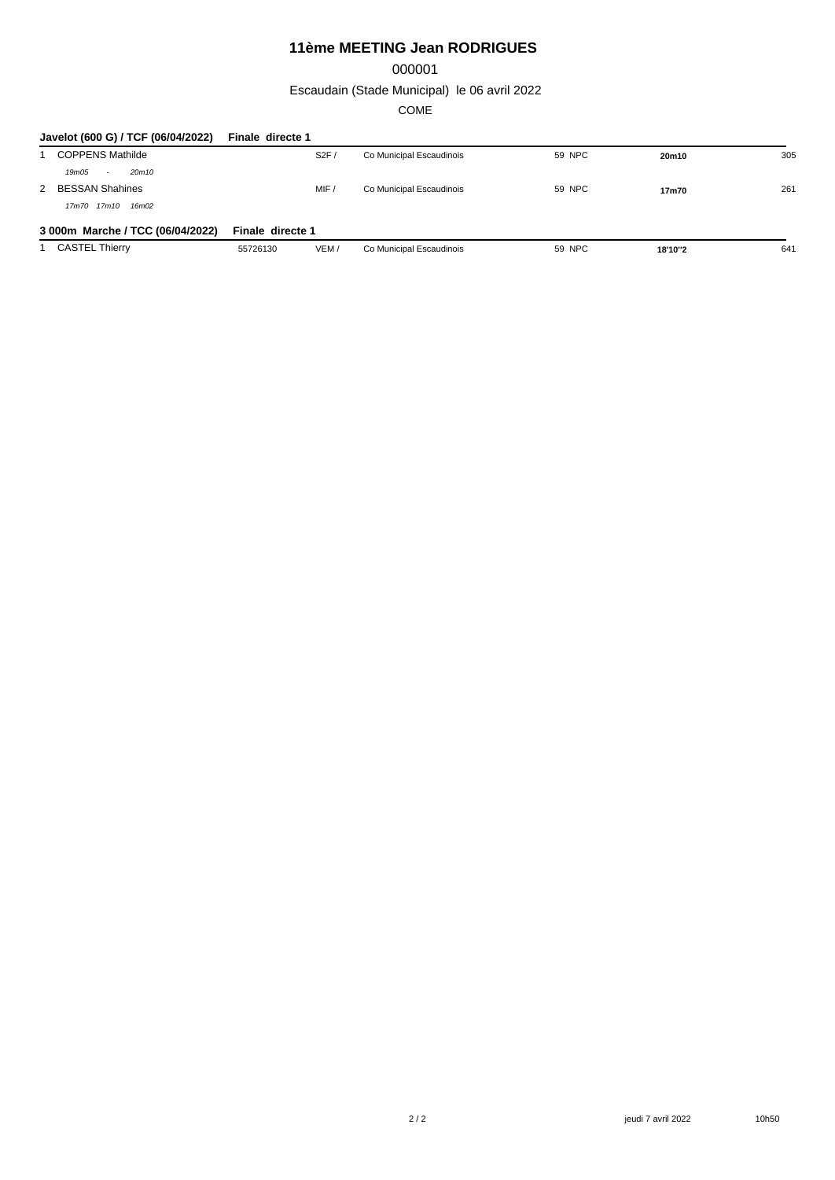# 11ème MEETING Jean RODRIGUES

000001

Escaudain (Stade Municipal) le 06 avril 2022

COME

**Javelot (600 G) / TCF (06/04/2022)** **Finale directe 1**

| | | | | | | | |
|---|---|---|---|---|---|---|---|
| 1 | COPPENS Mathilde | | S2F / | Co Municipal Escaudinois | 59 NPC | **20m10** | 305 |
| | *19m05 - 20m10* | | | | | | |
| 2 | BESSAN Shahines | | MIF / | Co Municipal Escaudinois | 59 NPC | **17m70** | 261 |
| | *17m70 17m10 16m02* | | | | | | |

**3 000m Marche / TCC (06/04/2022)** **Finale directe 1**

| | | | | | | | |
|---|---|---|---|---|---|---|---|
| 1 | CASTEL Thierry | 55726130 | VEM / | Co Municipal Escaudinois | 59 NPC | **18'10''2** | 641 |

jeudi 7 avril 2022 10h50